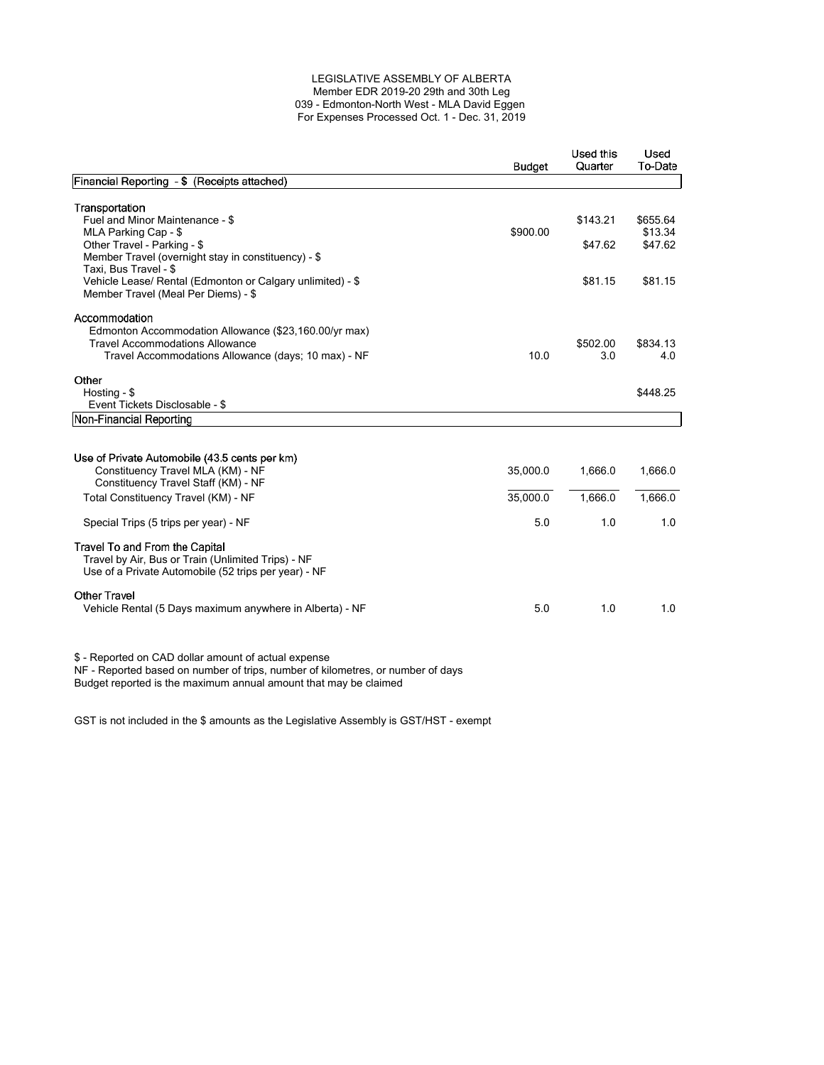LEGISLATIVE ASSEMBLY OF ALBERTA
Member EDR 2019-20 29th and 30th Leg
039 - Edmonton-North West - MLA David Eggen
For Expenses Processed Oct. 1 - Dec. 31, 2019

| | Budget | Used this Quarter | Used To-Date |
|---|---|---|---|
| **Financial Reporting - $ (Receipts attached)** | | | |
| **Transportation** | | | |
| Fuel and Minor Maintenance - $ | | $143.21 | $655.64 |
| MLA Parking Cap - $ | $900.00 | | $13.34 |
| Other Travel - Parking - $ | | $47.62 | $47.62 |
| Member Travel (overnight stay in constituency) - $ | | | |
| Taxi, Bus Travel - $ | | | |
| Vehicle Lease/ Rental (Edmonton or Calgary unlimited) - $ | | $81.15 | $81.15 |
| Member Travel (Meal Per Diems) - $ | | | |
| **Accommodation** | | | |
| Edmonton Accommodation Allowance ($23,160.00/yr max) | | | |
| Travel Accommodations Allowance | | $502.00 | $834.13 |
| Travel Accommodations Allowance (days; 10 max) - NF | 10.0 | 3.0 | 4.0 |
| **Other** | | | |
| Hosting - $ | | | $448.25 |
| Event Tickets Disclosable - $ | | | |
| **Non-Financial Reporting** | | | |
| **Use of Private Automobile (43.5 cents per km)** | | | |
| Constituency Travel MLA (KM) - NF | 35,000.0 | 1,666.0 | 1,666.0 |
| Constituency Travel Staff (KM) - NF | | | |
| Total Constituency Travel (KM) - NF | 35,000.0 | 1,666.0 | 1,666.0 |
| Special Trips (5 trips per year) - NF | 5.0 | 1.0 | 1.0 |
| **Travel To and From the Capital** | | | |
| Travel by Air, Bus or Train (Unlimited Trips) - NF | | | |
| Use of a Private Automobile (52 trips per year) - NF | | | |
| **Other Travel** | | | |
| Vehicle Rental (5 Days maximum anywhere in Alberta) - NF | 5.0 | 1.0 | 1.0 |

$ - Reported on CAD dollar amount of actual expense
NF - Reported based on number of trips, number of kilometres, or number of days
Budget reported is the maximum annual amount that may be claimed

GST is not included in the $ amounts as the Legislative Assembly is GST/HST - exempt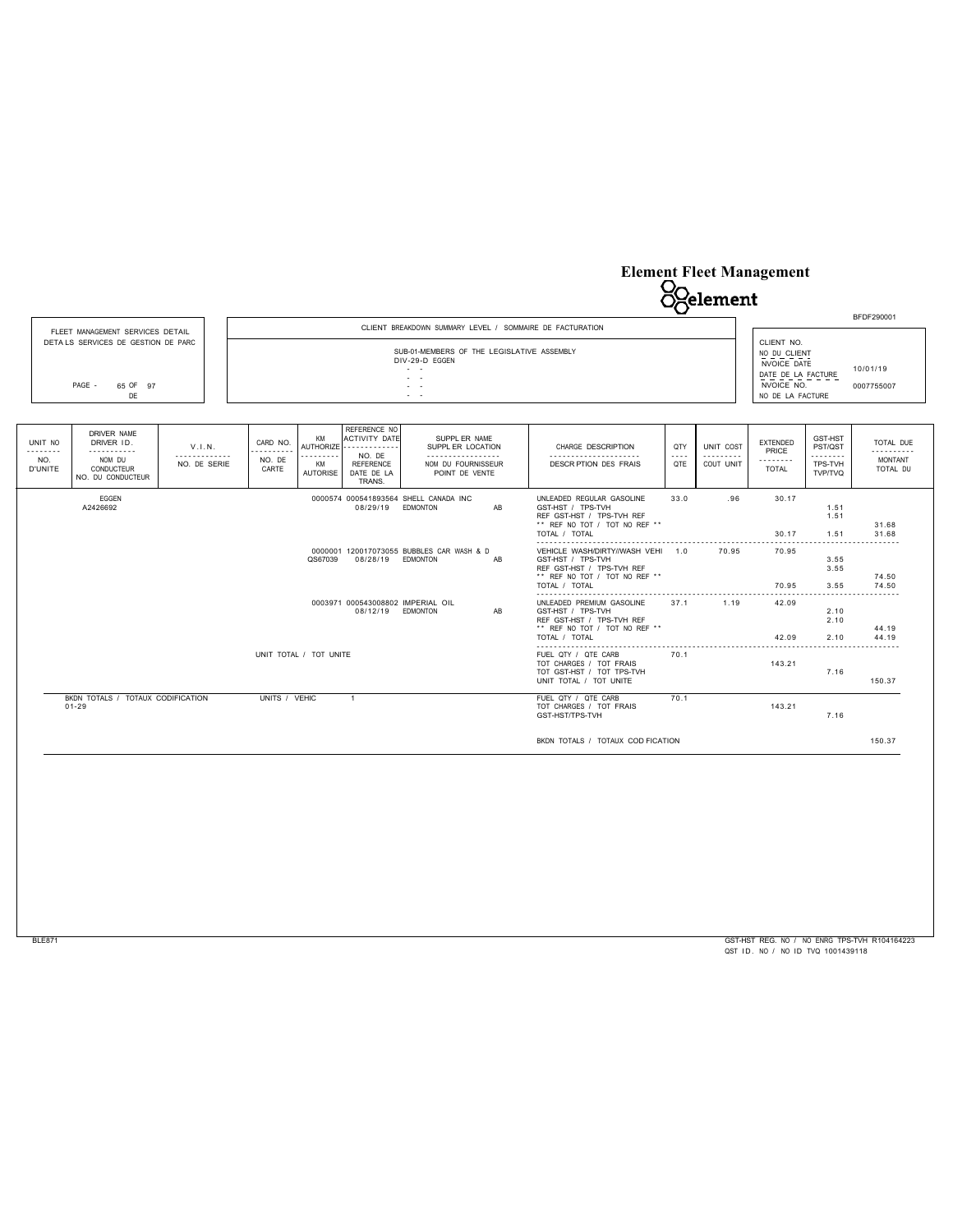# Element Fleet Management

element

BFDF290001

| FLEET MANAGEMENT SERVICES DETAIL / DETAILS SERVICES DE GESTION DE PARC | CLIENT BREAKDOWN SUMMARY LEVEL / SOMMAIRE DE FACTURATION | |
|---|---|---|
| PAGE - 65 OF 97 DE | SUB-01-MEMBERS OF THE LEGISLATIVE ASSEMBLY<br>DIV-29-D EGGEN | CLIENT NO. / NO DU CLIENT<br>INVOICE DATE / DATE DE LA FACTURE: 10/01/19<br>INVOICE NO. / NO DE LA FACTURE: 0007755007 |

| UNIT NO / NO. D'UNITE | DRIVER NAME / DRIVER ID. / NOM DU CONDUCTEUR / NO. DU CONDUCTEUR | V.I.N. / NO. DE SERIE | CARD NO. / NO. DE CARTE | KM AUTHORIZE / KM AUTORISE | REFERENCE NO / ACTIVITY DATE / NO. DE REFERENCE / DATE DE LA TRANS. | SUPPLIER NAME / SUPPLIER LOCATION / NOM DU FOURNISSEUR / POINT DE VENTE | CHARGE DESCRIPTION / DESCRIPTION DES FRAIS | QTY / QTE | UNIT COST / COUT UNIT | EXTENDED PRICE / TOTAL | GST-HST PST/QST / TPS-TVH TVP/TVQ | TOTAL DUE / MONTANT TOTAL DU |
|---|---|---|---|---|---|---|---|---|---|---|---|---|
| | EGGEN<br>A2426692 | | | 0000574 | 000541893564<br>08/29/19 | SHELL CANADA INC<br>EDMONTON AB | UNLEADED REGULAR GASOLINE | 33.0 | .96 | 30.17 | | |
| | | | | | | | GST-HST / TPS-TVH | | | | 1.51 | |
| | | | | | | | REF GST-HST / TPS-TVH REF | | | | 1.51 | |
| | | | | | | | ** REF NO TOT / TOT NO REF ** | | | | | 31.68 |
| | | | | | | | TOTAL / TOTAL | | | 30.17 | 1.51 | 31.68 |
| | | | | 0000001<br>QS67039 | 120017073055<br>08/28/19 | BUBBLES CAR WASH & D<br>EDMONTON AB | VEHICLE WASH/DIRTY//WASH VEHI | 1.0 | 70.95 | 70.95 | | |
| | | | | | | | GST-HST / TPS-TVH | | | | 3.55 | |
| | | | | | | | REF GST-HST / TPS-TVH REF | | | | 3.55 | |
| | | | | | | | ** REF NO TOT / TOT NO REF ** | | | | | 74.50 |
| | | | | | | | TOTAL / TOTAL | | | 70.95 | 3.55 | 74.50 |
| | | | | 0003971 | 000543008802<br>08/12/19 | IMPERIAL OIL<br>EDMONTON AB | UNLEADED PREMIUM GASOLINE | 37.1 | 1.19 | 42.09 | | |
| | | | | | | | GST-HST / TPS-TVH | | | | 2.10 | |
| | | | | | | | REF GST-HST / TPS-TVH REF | | | | 2.10 | |
| | | | | | | | ** REF NO TOT / TOT NO REF ** | | | | | 44.19 |
| | | | | | | | TOTAL / TOTAL | | | 42.09 | 2.10 | 44.19 |
| | | | UNIT TOTAL / TOT UNITE | | | | FUEL QTY / QTE CARB | 70.1 | | | | |
| | | | | | | | TOT CHARGES / TOT FRAIS | | | 143.21 | | |
| | | | | | | | TOT GST-HST / TOT TPS-TVH | | | | 7.16 | |
| | | | | | | | UNIT TOTAL / TOT UNITE | | | | | 150.37 |
| | BKDN TOTALS / TOTAUX CODIFICATION<br>01-29 | | UNITS / VEHIC | 1 | | | FUEL QTY / QTE CARB | 70.1 | | | | |
| | | | | | | | TOT CHARGES / TOT FRAIS | | | 143.21 | | |
| | | | | | | | GST-HST/TPS-TVH | | | | 7.16 | |
| | | | | | | | BKDN TOTALS / TOTAUX CODIFICATION | | | | | 150.37 |

BLE871

GST-HST REG. NO / NO ENRG TPS-TVH R104164223
QST ID. NO / NO ID TVQ 1001439118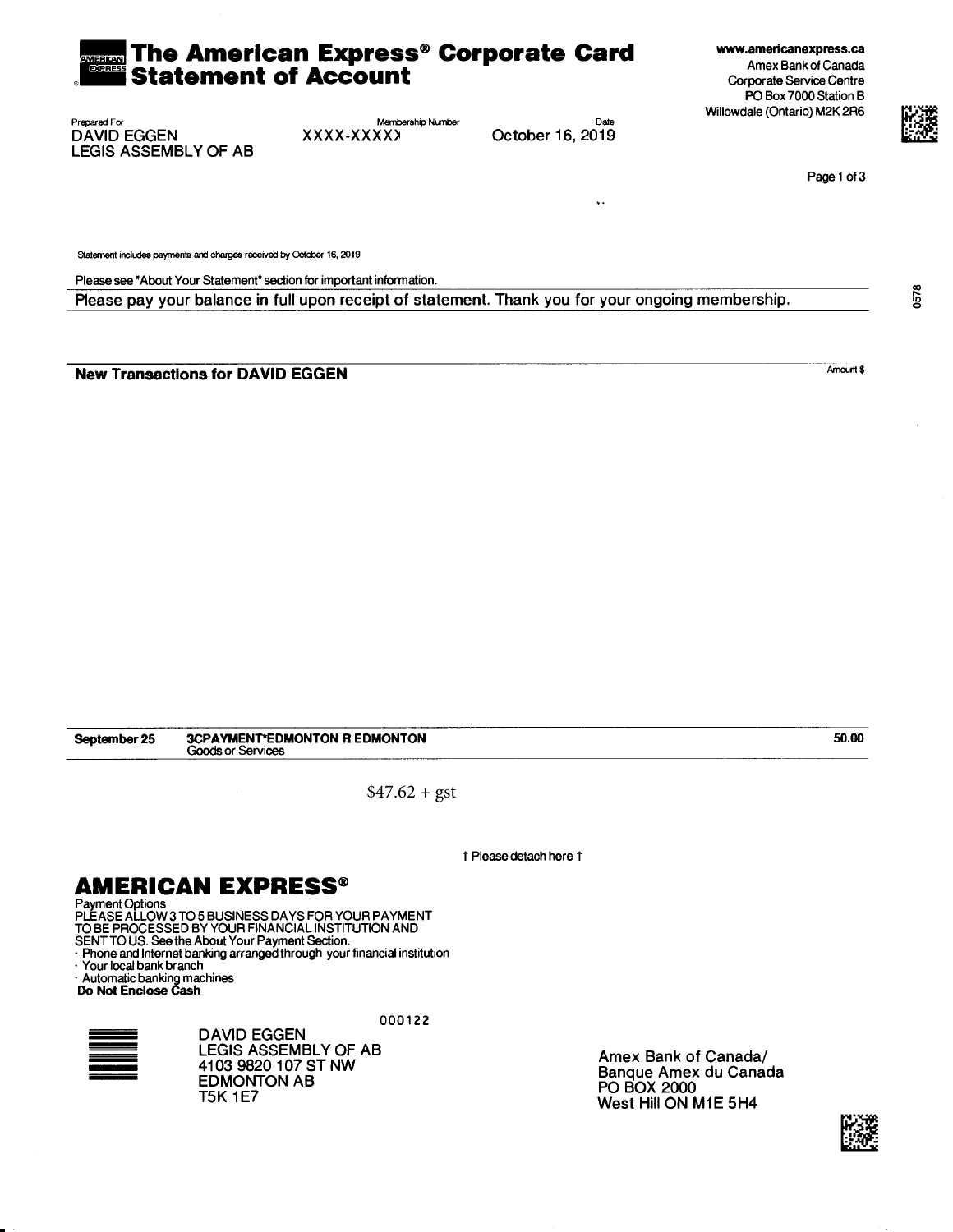# The American Express® Corporate Card Statement of Account

www.americanexpress.ca
Amex Bank of Canada
Corporate Service Centre
PO Box 7000 Station B
Willowdale (Ontario) M2K 2R6

| Prepared For | Membership Number | Date |
|---|---|---|
| DAVID EGGEN<br>LEGIS ASSEMBLY OF AB | XXXX-XXXXX | October 16, 2019 |

Statement includes payments and charges received by October 16, 2019

Please see "About Your Statement" section for important information.

Please pay your balance in full upon receipt of statement. Thank you for your ongoing membership.

## New Transactions for DAVID EGGEN

| Date | Description | Amount $ |
|---|---|---|
| September 25 | **3CPAYMENT*EDMONTON R EDMONTON**<br>Goods or Services | 50.00 |

$47.62 + gst

↑ Please detach here ↑

## AMERICAN EXPRESS®

Payment Options
PLEASE ALLOW 3 TO 5 BUSINESS DAYS FOR YOUR PAYMENT TO BE PROCESSED BY YOUR FINANCIAL INSTITUTION AND SENT TO US. See the About Your Payment Section.

- Phone and Internet banking arranged through your financial institution
- Your local bank branch
- Automatic banking machines

**Do Not Enclose Cash**

000122

DAVID EGGEN
LEGIS ASSEMBLY OF AB
4103 9820 107 ST NW
EDMONTON AB
T5K 1E7

Amex Bank of Canada/
Banque Amex du Canada
PO BOX 2000
West Hill ON M1E 5H4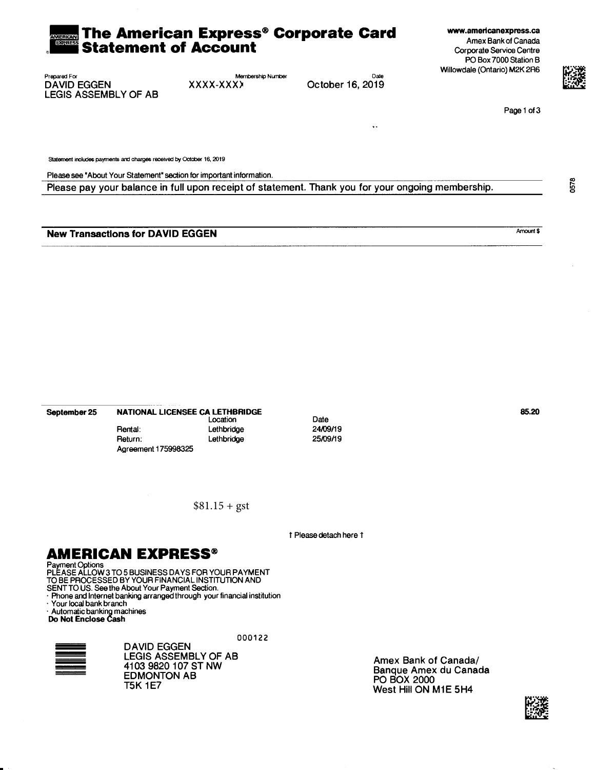# The American Express® Corporate Card Statement of Account

www.americanexpress.ca
Amex Bank of Canada
Corporate Service Centre
PO Box 7000 Station B
Willowdale (Ontario) M2K 2R6

| Prepared For | Membership Number | Date |
|---|---|---|
| DAVID EGGEN<br>LEGIS ASSEMBLY OF AB | XXXX-XXXX | October 16, 2019 |

Statement includes payments and charges received by October 16, 2019

Please see "About Your Statement" section for important information.

**Please pay your balance in full upon receipt of statement. Thank you for your ongoing membership.**

0578

## New Transactions for DAVID EGGEN

| | | | | Amount $ |
|---|---|---|---|---|
| **September 25** | **NATIONAL LICENSEE CA LETHBRIDGE** | Location | Date | **85.20** |
| | Rental: | Lethbridge | 24/09/19 | |
| | Return: | Lethbridge | 25/09/19 | |
| | Agreement 175998325 | | | |

$81.15 + gst

↑ Please detach here ↑

## AMERICAN EXPRESS®

Payment Options
PLEASE ALLOW 3 TO 5 BUSINESS DAYS FOR YOUR PAYMENT TO BE PROCESSED BY YOUR FINANCIAL INSTITUTION AND SENT TO US. See the About Your Payment Section.

- Phone and Internet banking arranged through your financial institution
- Your local bank branch
- Automatic banking machines

**Do Not Enclose Cash**

000122

DAVID EGGEN
LEGIS ASSEMBLY OF AB
4103 9820 107 ST NW
EDMONTON AB
T5K 1E7

Amex Bank of Canada/
Banque Amex du Canada
PO BOX 2000
West Hill ON M1E 5H4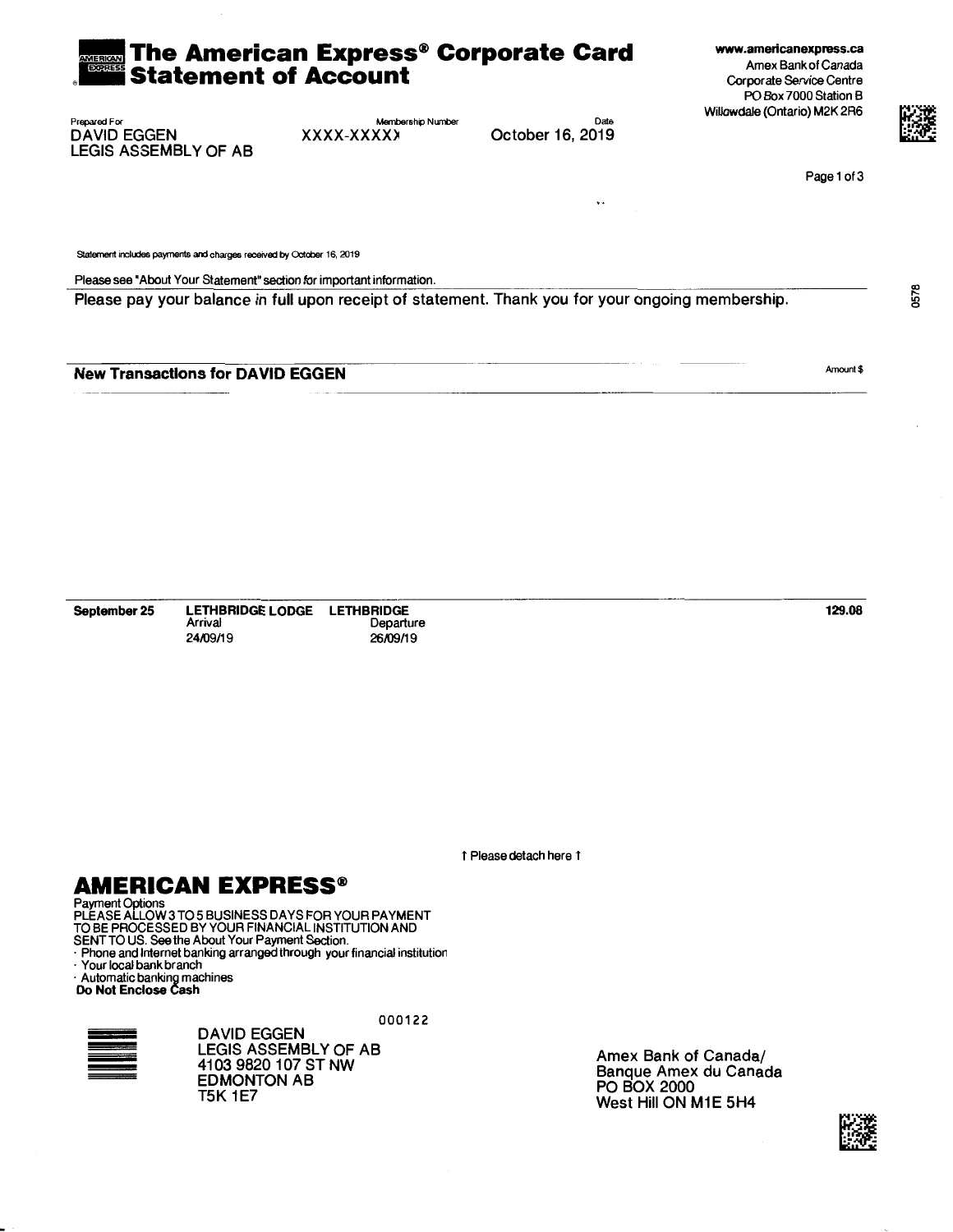# The American Express® Corporate Card Statement of Account

www.americanexpress.ca
Amex Bank of Canada
Corporate Service Centre
PO Box 7000 Station B
Willowdale (Ontario) M2K 2R6

| Prepared For | Membership Number | Date |
|---|---|---|
| DAVID EGGEN<br>LEGIS ASSEMBLY OF AB | XXXX-XXXXX | October 16, 2019 |

Statement includes payments and charges received by October 16, 2019

Please see "About Your Statement" section for important information.

Please pay your balance in full upon receipt of statement. Thank you for your ongoing membership.

0578

## New Transactions for DAVID EGGEN

| Date | Description | | Amount $ |
|---|---|---|---|
| September 25 | LETHBRIDGE LODGE<br>Arrival<br>24/09/19 | LETHBRIDGE<br>Departure<br>26/09/19 | 129.08 |

↑ Please detach here ↑

## AMERICAN EXPRESS®

Payment Options
PLEASE ALLOW 3 TO 5 BUSINESS DAYS FOR YOUR PAYMENT TO BE PROCESSED BY YOUR FINANCIAL INSTITUTION AND SENT TO US. See the About Your Payment Section.

- Phone and Internet banking arranged through your financial institution
- Your local bank branch
- Automatic banking machines

**Do Not Enclose Cash**

000122

DAVID EGGEN
LEGIS ASSEMBLY OF AB
4103 9820 107 ST NW
EDMONTON AB
T5K 1E7

Amex Bank of Canada/
Banque Amex du Canada
PO BOX 2000
West Hill ON M1E 5H4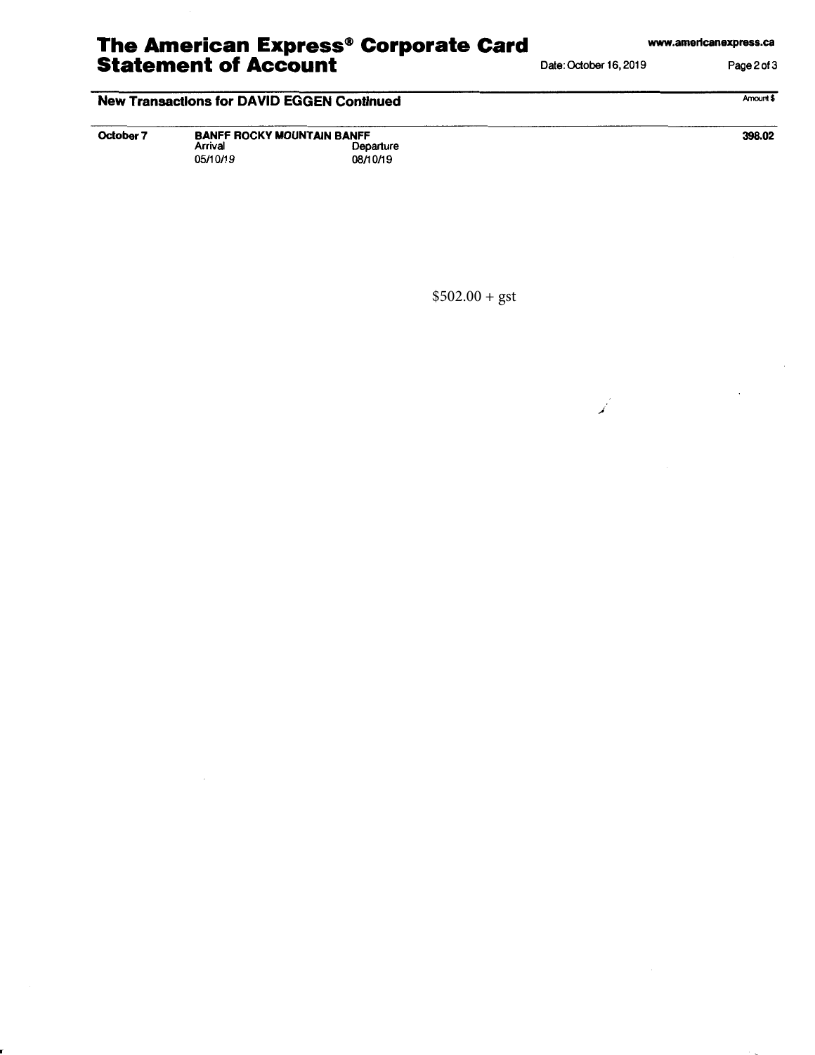# The American Express® Corporate Card Statement of Account

www.americanexpress.ca

Date: October 16, 2019

## New Transactions for DAVID EGGEN Continued

| | | | Amount $ |
|---|---|---|---|
| October 7 | **BANFF ROCKY MOUNTAIN BANFF** | | **398.02** |
| | Arrival | Departure | |
| | 05/10/19 | 08/10/19 | |

$502.00 + gst